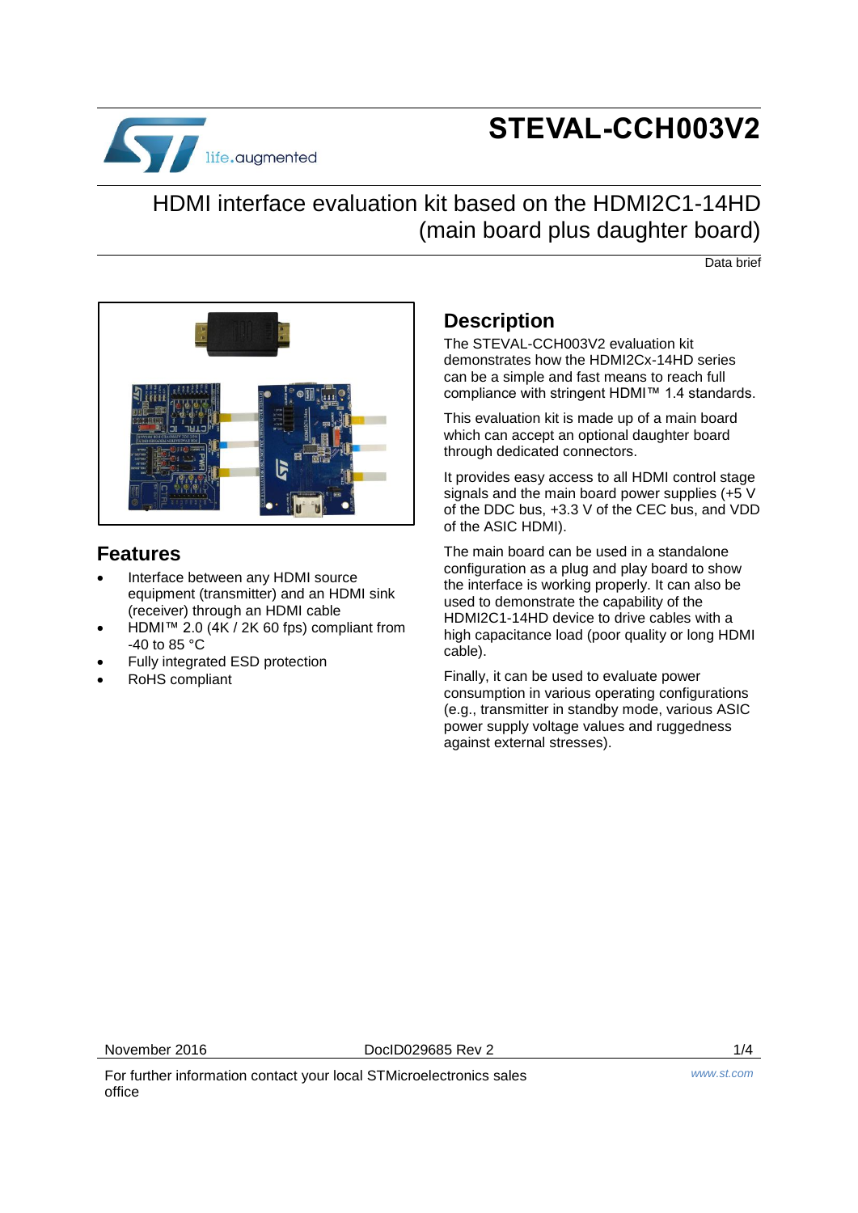# STEVAL-CCH003V2

## HDMI interface evaluation kit based on the HDMI2C1-14HD (main board plus daughter board)

Data brief

## Features

- Interface between any HDMI source equipment (transmitter) and an HDMI sink (receiver) through an HDMI cable
- HDMI™ 2.0 (4K / 2K 60 fps) compliant from -40 to 85 °C
- Fully integrated ESD protection
- RoHS compliant

## Description

The STEVAL-CCH003V2 evaluation kit demonstrates how the HDMI2Cx-14HD series can be a simple and fast means to reach full compliance with stringent HDMI™ 1.4 standards.

This evaluation kit is made up of a main board which can accept an optional daughter board through dedicated connectors.

It provides easy access to all HDMI control stage signals and the main board power supplies (+5 V of the DDC bus, +3.3 V of the CEC bus, and VDD of the ASIC HDMI).

The main board can be used in a standalone configuration as a plug and play board to show the interface is working properly. It can also be used to demonstrate the capability of the HDMI2C1-14HD device to drive cables with a high capacitance load (poor quality or long HDMI cable).

Finally, it can be used to evaluate power consumption in various operating configurations (e.g., transmitter in standby mode, various ASIC power supply voltage values and ruggedness against external stresses).

November 2016 DocID029685 Rev 2

For further information contact your local STMicroelectronics sales office

www.st.com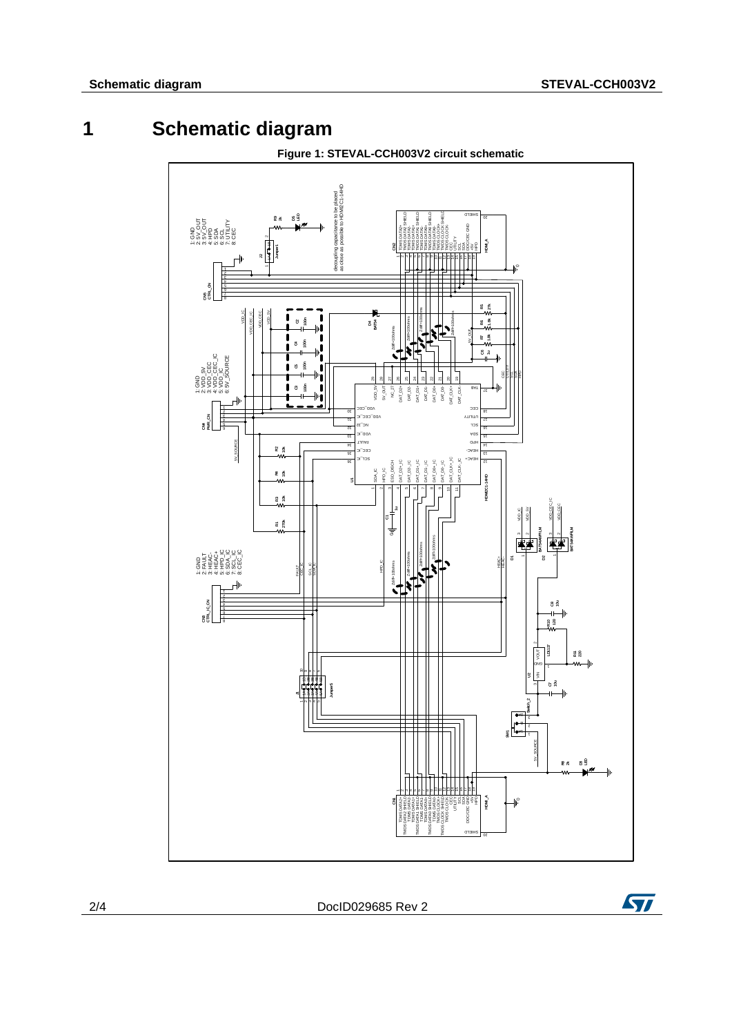# 1 Schematic diagram

**Figure 1: STEVAL-CCH003V2 circuit schematic**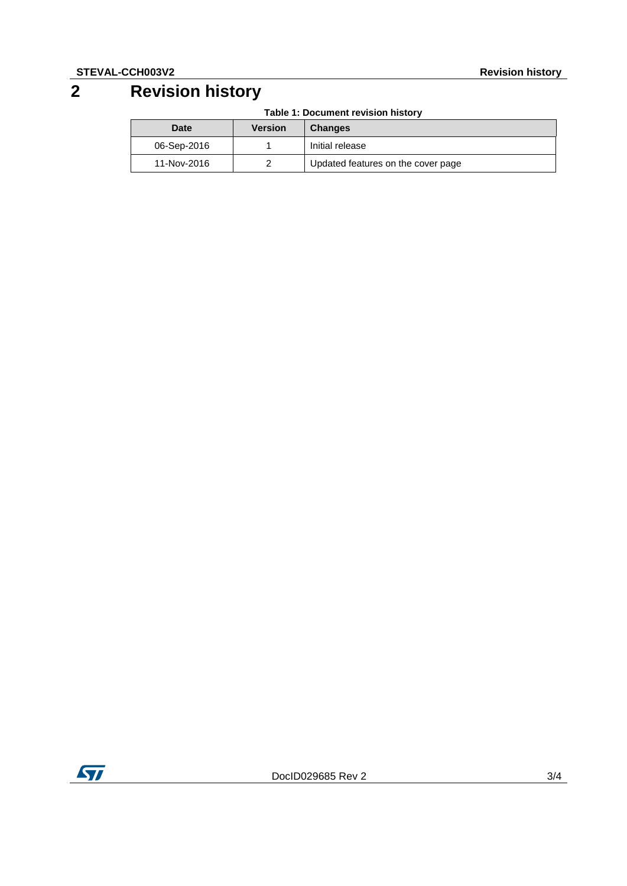# 2 Revision history

Table 1: Document revision history

| Date | Version | Changes |
| --- | --- | --- |
| 06-Sep-2016 | 1 | Initial release |
| 11-Nov-2016 | 2 | Updated features on the cover page |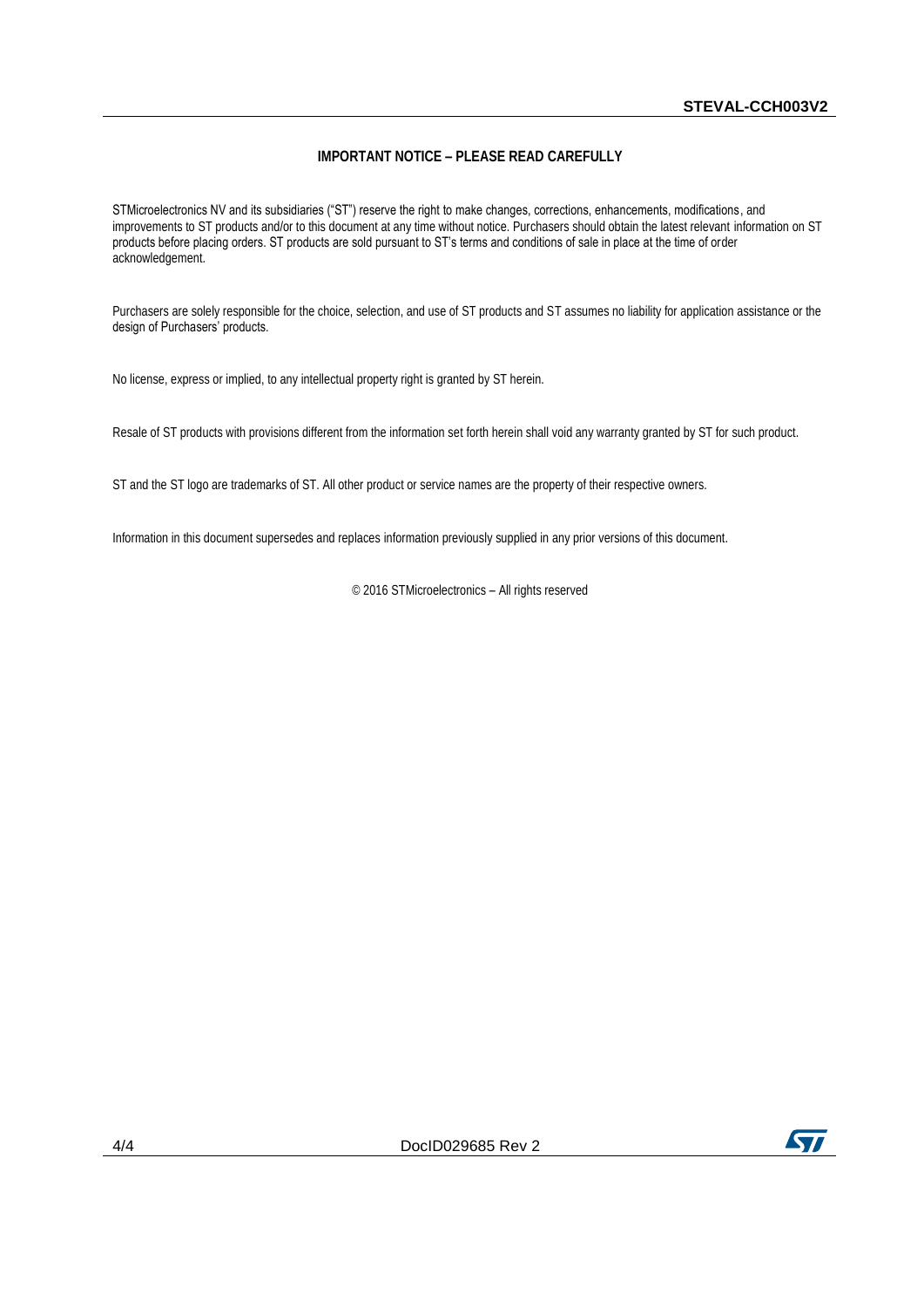## IMPORTANT NOTICE – PLEASE READ CAREFULLY

STMicroelectronics NV and its subsidiaries ("ST") reserve the right to make changes, corrections, enhancements, modifications, and improvements to ST products and/or to this document at any time without notice. Purchasers should obtain the latest relevant information on ST products before placing orders. ST products are sold pursuant to ST's terms and conditions of sale in place at the time of order acknowledgement.

Purchasers are solely responsible for the choice, selection, and use of ST products and ST assumes no liability for application assistance or the design of Purchasers' products.

No license, express or implied, to any intellectual property right is granted by ST herein.

Resale of ST products with provisions different from the information set forth herein shall void any warranty granted by ST for such product.

ST and the ST logo are trademarks of ST. All other product or service names are the property of their respective owners.

Information in this document supersedes and replaces information previously supplied in any prior versions of this document.

© 2016 STMicroelectronics – All rights reserved